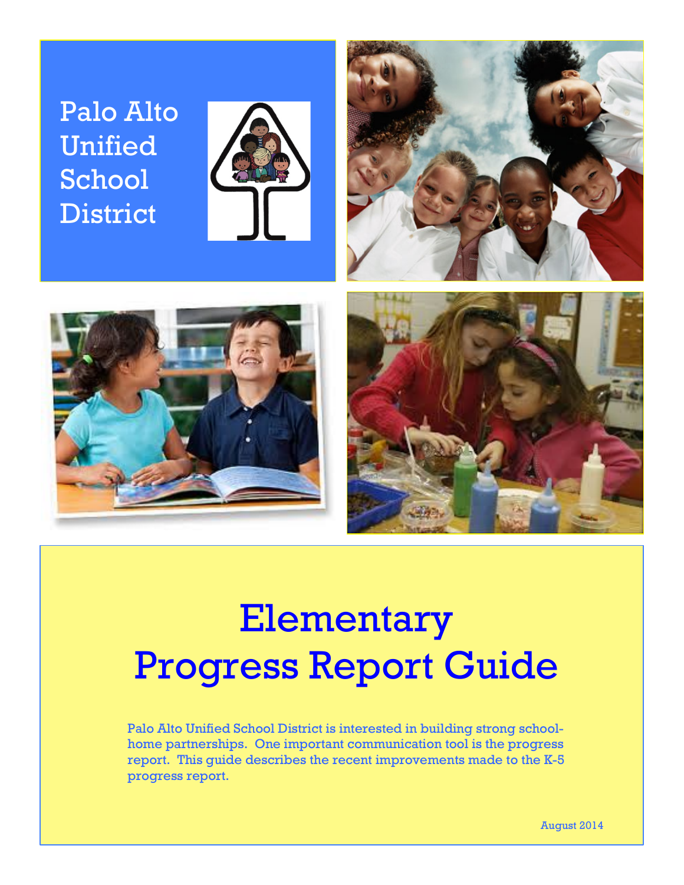Palo Alto Unified School District

# Elementary Progress Report Guide

Palo Alto Unified School District is interested in building strong school-home partnerships. One important communication tool is the progress report. This guide describes the recent improvements made to the K-5 progress report.

August 2014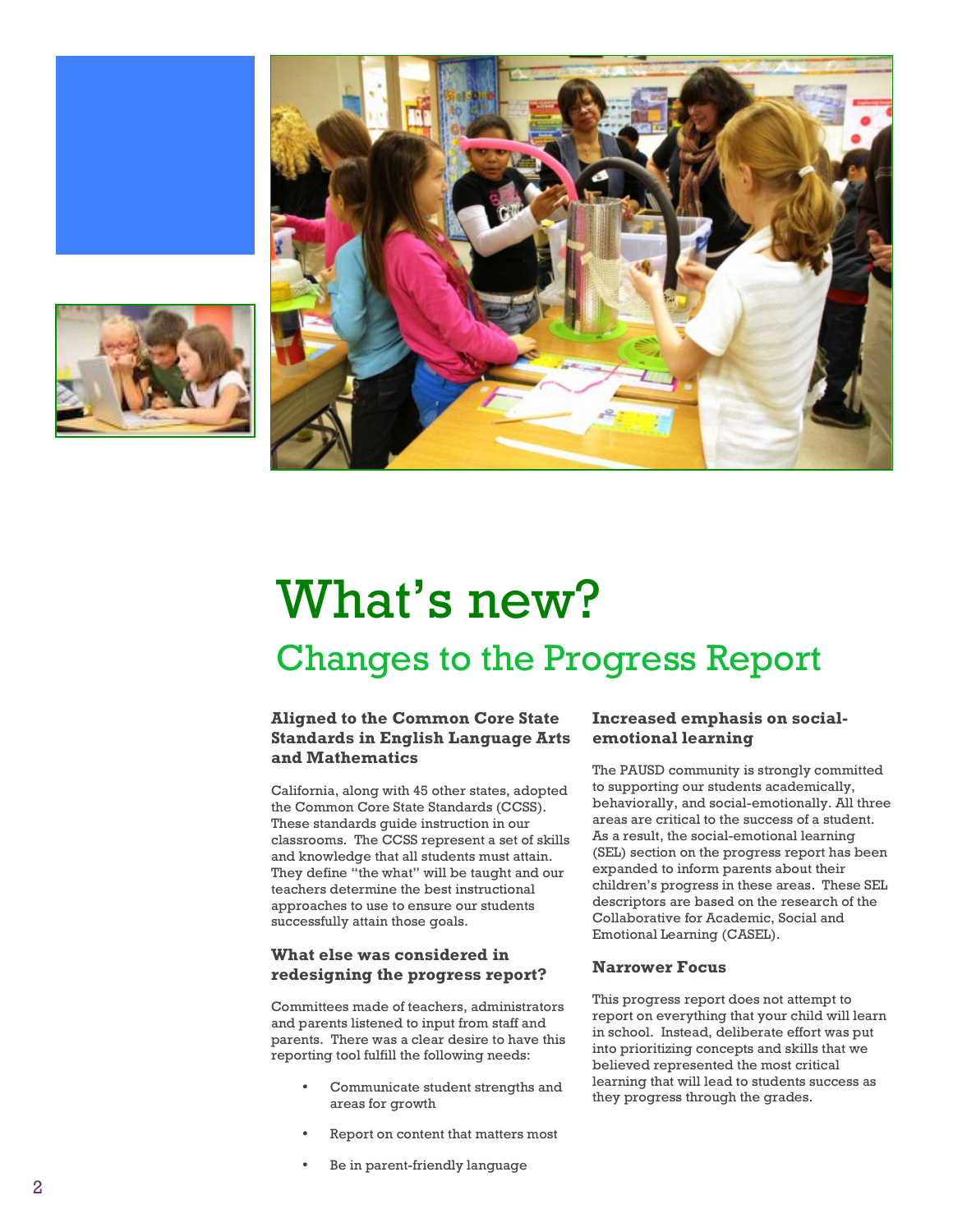# What's new?

## Changes to the Progress Report

### Aligned to the Common Core State Standards in English Language Arts and Mathematics

California, along with 45 other states, adopted the Common Core State Standards (CCSS). These standards guide instruction in our classrooms. The CCSS represent a set of skills and knowledge that all students must attain. They define "the what" will be taught and our teachers determine the best instructional approaches to use to ensure our students successfully attain those goals.

### What else was considered in redesigning the progress report?

Committees made of teachers, administrators and parents listened to input from staff and parents. There was a clear desire to have this reporting tool fulfill the following needs:

- Communicate student strengths and areas for growth
- Report on content that matters most
- Be in parent-friendly language

### Increased emphasis on social-emotional learning

The PAUSD community is strongly committed to supporting our students academically, behaviorally, and social-emotionally. All three areas are critical to the success of a student. As a result, the social-emotional learning (SEL) section on the progress report has been expanded to inform parents about their children's progress in these areas. These SEL descriptors are based on the research of the Collaborative for Academic, Social and Emotional Learning (CASEL).

### Narrower Focus

This progress report does not attempt to report on everything that your child will learn in school. Instead, deliberate effort was put into prioritizing concepts and skills that we believed represented the most critical learning that will lead to students success as they progress through the grades.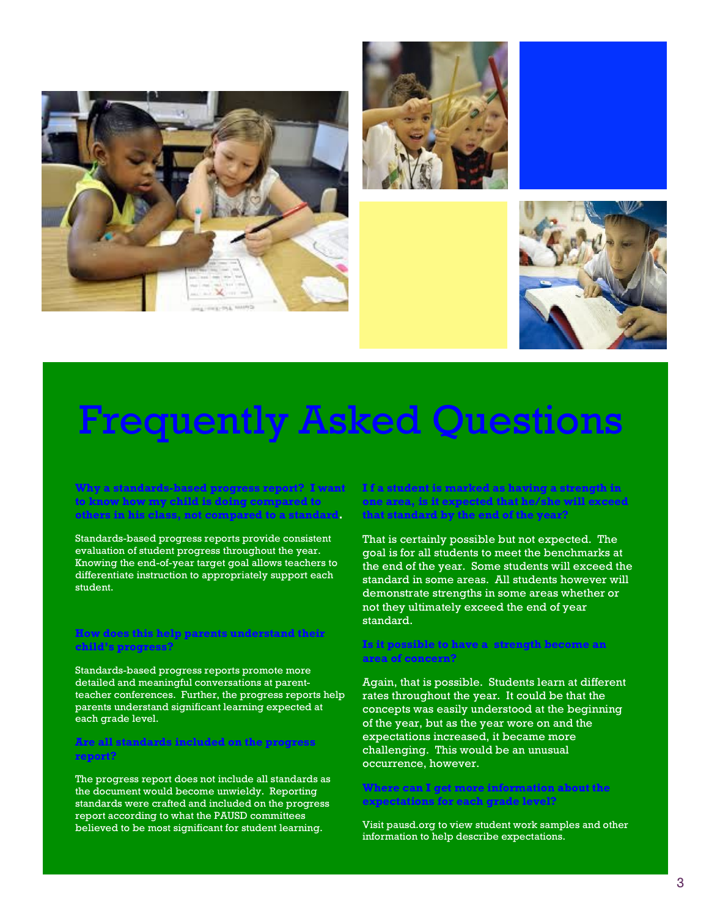# Frequently Asked Questions

**Why a standards-based progress report? I want to know how my child is doing compared to others in his class, not compared to a standard.**

Standards-based progress reports provide consistent evaluation of student progress throughout the year. Knowing the end-of-year target goal allows teachers to differentiate instruction to appropriately support each student.

**How does this help parents understand their child's progress?**

Standards-based progress reports promote more detailed and meaningful conversations at parent-teacher conferences. Further, the progress reports help parents understand significant learning expected at each grade level.

**Are all standards included on the progress report?**

The progress report does not include all standards as the document would become unwieldy. Reporting standards were crafted and included on the progress report according to what the PAUSD committees believed to be most significant for student learning.

**If a student is marked as having a strength in one area, is it expected that he/she will exceed that standard by the end of the year?**

That is certainly possible but not expected. The goal is for all students to meet the benchmarks at the end of the year. Some students will exceed the standard in some areas. All students however will demonstrate strengths in some areas whether or not they ultimately exceed the end of year standard.

**Is it possible to have a strength become an area of concern?**

Again, that is possible. Students learn at different rates throughout the year. It could be that the concepts was easily understood at the beginning of the year, but as the year wore on and the expectations increased, it became more challenging. This would be an unusual occurrence, however.

**Where can I get more information about the expectations for each grade level?**

Visit pausd.org to view student work samples and other information to help describe expectations.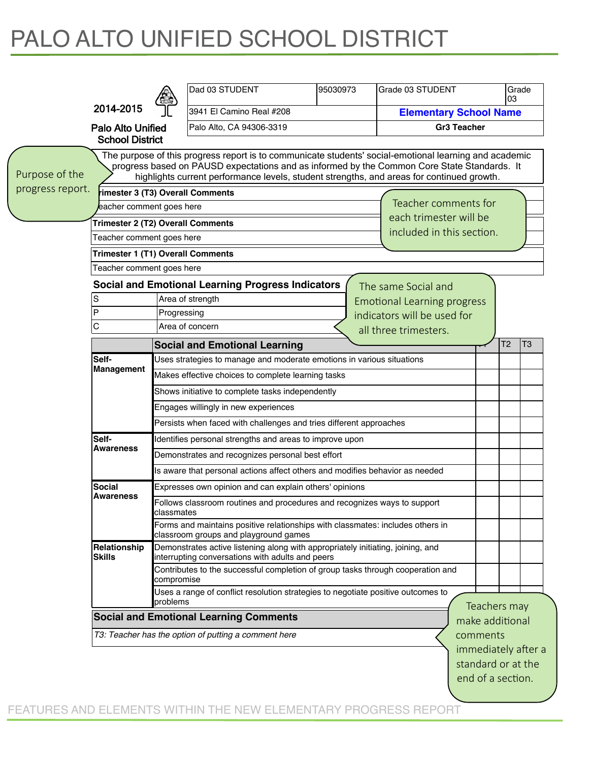# PALO ALTO UNIFIED SCHOOL DISTRICT

| 2014-2015 | Dad 03 STUDENT | 95030973 | Grade 03 STUDENT | Grade 03 |
|---|---|---|---|---|
| Palo Alto Unified School District | 3941 El Camino Real #208 | | **Elementary School Name** | |
| | Palo Alto, CA 94306-3319 | | **Gr3 Teacher** | |

Purpose of the progress report.

The purpose of this progress report is to communicate students' social-emotional learning and academic progress based on PAUSD expectations and as informed by the Common Core State Standards. It highlights current performance levels, student strengths, and areas for continued growth.

Teacher comments for each trimester will be included in this section.

**Trimester 3 (T3) Overall Comments**

Teacher comment goes here

**Trimester 2 (T2) Overall Comments**

Teacher comment goes here

**Trimester 1 (T1) Overall Comments**

Teacher comment goes here

**Social and Emotional Learning Progress Indicators**

| | |
|---|---|
| S | Area of strength |
| P | Progressing |
| C | Area of concern |

The same Social and Emotional Learning progress indicators will be used for all three trimesters.

| | Social and Emotional Learning | T1 | T2 | T3 |
|---|---|---|---|---|
| Self-Management | Uses strategies to manage and moderate emotions in various situations | | | |
| | Makes effective choices to complete learning tasks | | | |
| | Shows initiative to complete tasks independently | | | |
| | Engages willingly in new experiences | | | |
| | Persists when faced with challenges and tries different approaches | | | |
| Self-Awareness | Identifies personal strengths and areas to improve upon | | | |
| | Demonstrates and recognizes personal best effort | | | |
| | Is aware that personal actions affect others and modifies behavior as needed | | | |
| Social Awareness | Expresses own opinion and can explain others' opinions | | | |
| | Follows classroom routines and procedures and recognizes ways to support classmates | | | |
| | Forms and maintains positive relationships with classmates: includes others in classroom groups and playground games | | | |
| Relationship Skills | Demonstrates active listening along with appropriately initiating, joining, and interrupting conversations with adults and peers | | | |
| | Contributes to the successful completion of group tasks through cooperation and compromise | | | |
| | Uses a range of conflict resolution strategies to negotiate positive outcomes to problems | | | |

**Social and Emotional Learning Comments**

*T3: Teacher has the option of putting a comment here*

Teachers may make additional comments immediately after a standard or at the end of a section.

FEATURES AND ELEMENTS WITHIN THE NEW ELEMENTARY PROGRESS REPORT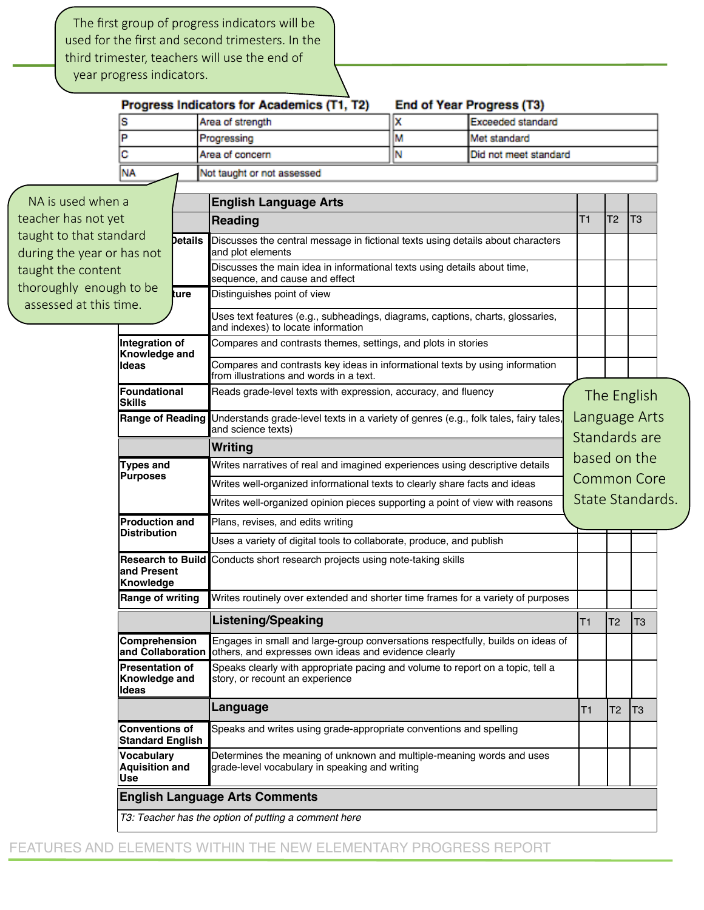The first group of progress indicators will be used for the first and second trimesters. In the third trimester, teachers will use the end of year progress indicators.

| Progress Indicators for Academics (T1, T2) | | End of Year Progress (T3) | |
|---|---|---|---|
| S | Area of strength | X | Exceeded standard |
| P | Progressing | M | Met standard |
| C | Area of concern | N | Did not meet standard |
| NA | Not taught or not assessed | | |

NA is used when a teacher has not yet taught to that standard during the year or has not taught the content thoroughly enough to be assessed at this time.

| | English Language Arts | | | |
|---|---|---|---|---|
| | **Reading** | T1 | T2 | T3 |
| …Details | Discusses the central message in fictional texts using details about characters and plot elements | | | |
| | Discusses the main idea in informational texts using details about time, sequence, and cause and effect | | | |
| …ture | Distinguishes point of view | | | |
| | Uses text features (e.g., subheadings, diagrams, captions, charts, glossaries, and indexes) to locate information | | | |
| Integration of Knowledge and Ideas | Compares and contrasts themes, settings, and plots in stories | | | |
| | Compares and contrasts key ideas in informational texts by using information from illustrations and words in a text. | | | |
| Foundational Skills | Reads grade-level texts with expression, accuracy, and fluency | | | |
| Range of Reading | Understands grade-level texts in a variety of genres (e.g., folk tales, fairy tales, and science texts) | | | |
| | **Writing** | | | |
| Types and Purposes | Writes narratives of real and imagined experiences using descriptive details | | | |
| | Writes well-organized informational texts to clearly share facts and ideas | | | |
| | Writes well-organized opinion pieces supporting a point of view with reasons | | | |
| Production and Distribution | Plans, revises, and edits writing | | | |
| | Uses a variety of digital tools to collaborate, produce, and publish | | | |
| Research to Build and Present Knowledge | Conducts short research projects using note-taking skills | | | |
| Range of writing | Writes routinely over extended and shorter time frames for a variety of purposes | | | |
| | **Listening/Speaking** | T1 | T2 | T3 |
| Comprehension and Collaboration | Engages in small and large-group conversations respectfully, builds on ideas of others, and expresses own ideas and evidence clearly | | | |
| Presentation of Knowledge and Ideas | Speaks clearly with appropriate pacing and volume to report on a topic, tell a story, or recount an experience | | | |
| | **Language** | T1 | T2 | T3 |
| Conventions of Standard English | Speaks and writes using grade-appropriate conventions and spelling | | | |
| Vocabulary Aquisition and Use | Determines the meaning of unknown and multiple-meaning words and uses grade-level vocabulary in speaking and writing | | | |

**English Language Arts Comments**

*T3: Teacher has the option of putting a comment here*

The English Language Arts Standards are based on the Common Core State Standards.

FEATURES AND ELEMENTS WITHIN THE NEW ELEMENTARY PROGRESS REPORT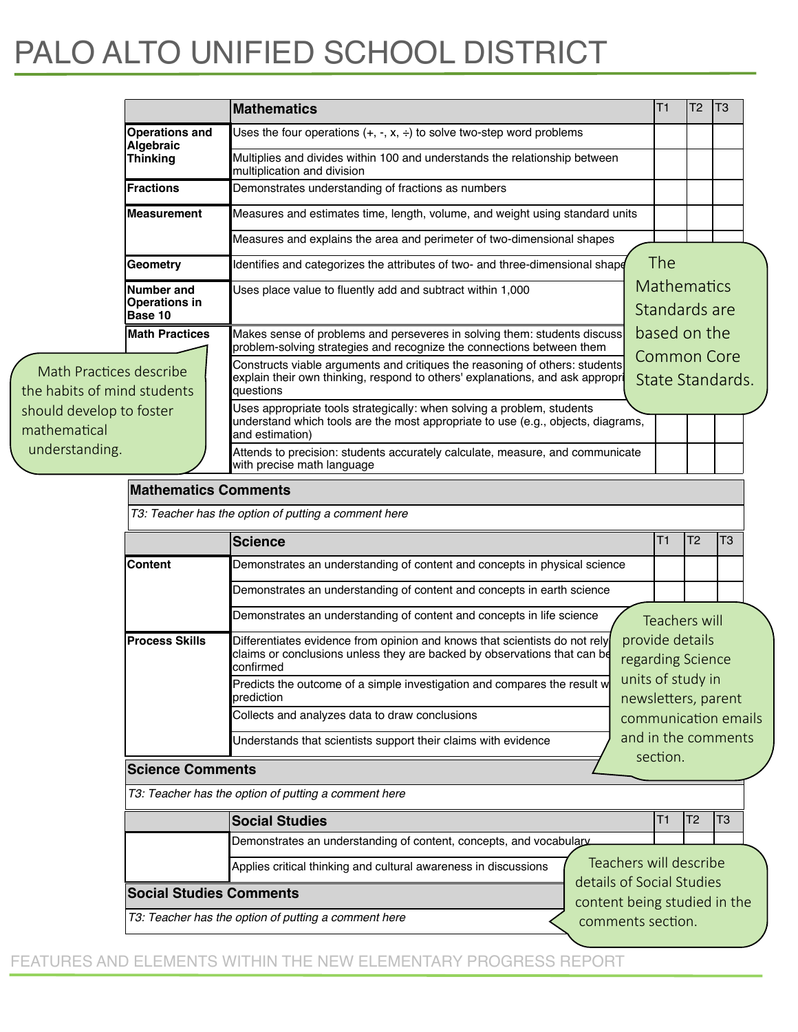# PALO ALTO UNIFIED SCHOOL DISTRICT

| | Mathematics | T1 | T2 | T3 |
|---|---|---|---|---|
| Operations and Algebraic Thinking | Uses the four operations (+, -, x, ÷) to solve two-step word problems | | | |
| | Multiplies and divides within 100 and understands the relationship between multiplication and division | | | |
| Fractions | Demonstrates understanding of fractions as numbers | | | |
| Measurement | Measures and estimates time, length, volume, and weight using standard units | | | |
| | Measures and explains the area and perimeter of two-dimensional shapes | | | |
| Geometry | Identifies and categorizes the attributes of two- and three-dimensional shape | | | |
| Number and Operations in Base 10 | Uses place value to fluently add and subtract within 1,000 | | | |
| Math Practices | Makes sense of problems and perseveres in solving them: students discuss problem-solving strategies and recognize the connections between them | | | |
| | Constructs viable arguments and critiques the reasoning of others: students explain their own thinking, respond to others' explanations, and ask appropri questions | | | |
| | Uses appropriate tools strategically: when solving a problem, students understand which tools are the most appropriate to use (e.g., objects, diagrams, and estimation) | | | |
| | Attends to precision: students accurately calculate, measure, and communicate with precise math language | | | |

The Mathematics Standards are based on the Common Core State Standards.

Math Practices describe the habits of mind students should develop to foster mathematical understanding.

| Mathematics Comments |
|---|
| *T3: Teacher has the option of putting a comment here* |

| | Science | T1 | T2 | T3 |
|---|---|---|---|---|
| Content | Demonstrates an understanding of content and concepts in physical science | | | |
| | Demonstrates an understanding of content and concepts in earth science | | | |
| | Demonstrates an understanding of content and concepts in life science | | | |
| Process Skills | Differentiates evidence from opinion and knows that scientists do not rely claims or conclusions unless they are backed by observations that can be confirmed | | | |
| | Predicts the outcome of a simple investigation and compares the result w prediction | | | |
| | Collects and analyzes data to draw conclusions | | | |
| | Understands that scientists support their claims with evidence | | | |

Teachers will provide details regarding Science units of study in newsletters, parent communication emails and in the comments section.

| Science Comments |
|---|
| *T3: Teacher has the option of putting a comment here* |

| | Social Studies | T1 | T2 | T3 |
|---|---|---|---|---|
| | Demonstrates an understanding of content, concepts, and vocabulary | | | |
| | Applies critical thinking and cultural awareness in discussions | | | |

Teachers will describe details of Social Studies content being studied in the comments section.

| Social Studies Comments |
|---|
| *T3: Teacher has the option of putting a comment here* |

FEATURES AND ELEMENTS WITHIN THE NEW ELEMENTARY PROGRESS REPORT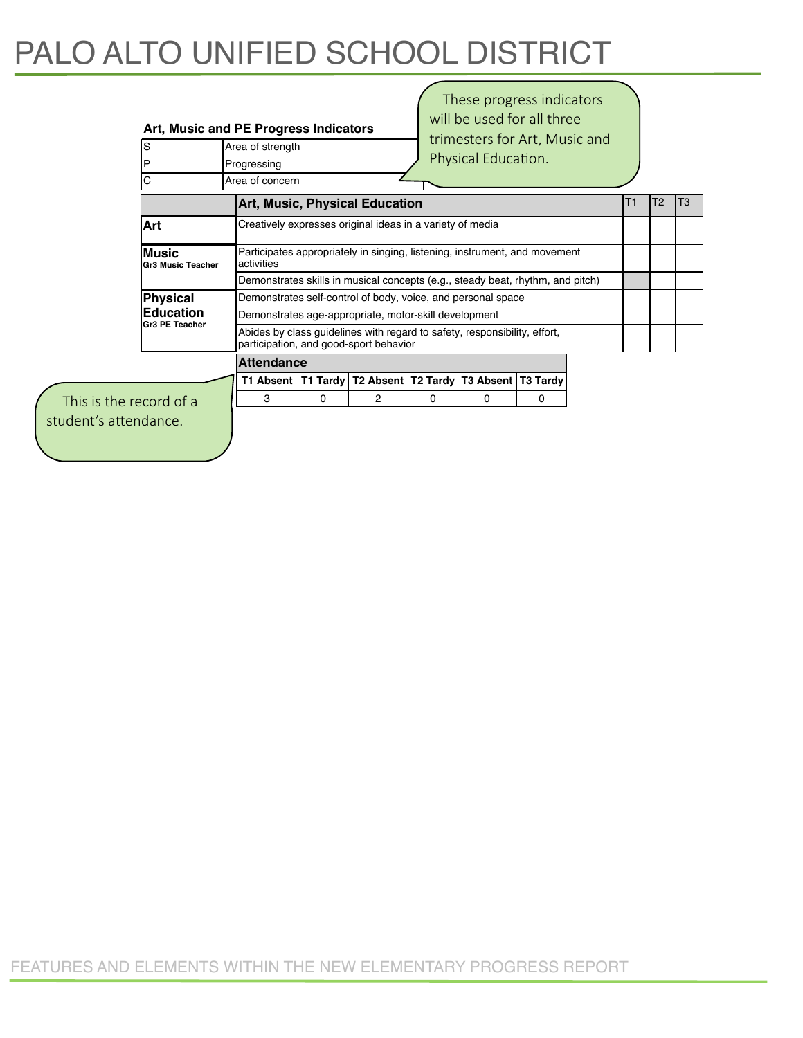# PALO ALTO UNIFIED SCHOOL DISTRICT

These progress indicators will be used for all three trimesters for Art, Music and Physical Education.

**Art, Music and PE Progress Indicators**

| | |
|---|---|
| S | Area of strength |
| P | Progressing |
| C | Area of concern |

| | Art, Music, Physical Education | T1 | T2 | T3 |
|---|---|---|---|---|
| **Art** | Creatively expresses original ideas in a variety of media | | | |
| **Music** Gr3 Music Teacher | Participates appropriately in singing, listening, instrument, and movement activities | | | |
| | Demonstrates skills in musical concepts (e.g., steady beat, rhythm, and pitch) | | | |
| **Physical Education** Gr3 PE Teacher | Demonstrates self-control of body, voice, and personal space | | | |
| | Demonstrates age-appropriate, motor-skill development | | | |
| | Abides by class guidelines with regard to safety, responsibility, effort, participation, and good-sport behavior | | | |

This is the record of a student's attendance.

**Attendance**

| T1 Absent | T1 Tardy | T2 Absent | T2 Tardy | T3 Absent | T3 Tardy |
|---|---|---|---|---|---|
| 3 | 0 | 2 | 0 | 0 | 0 |